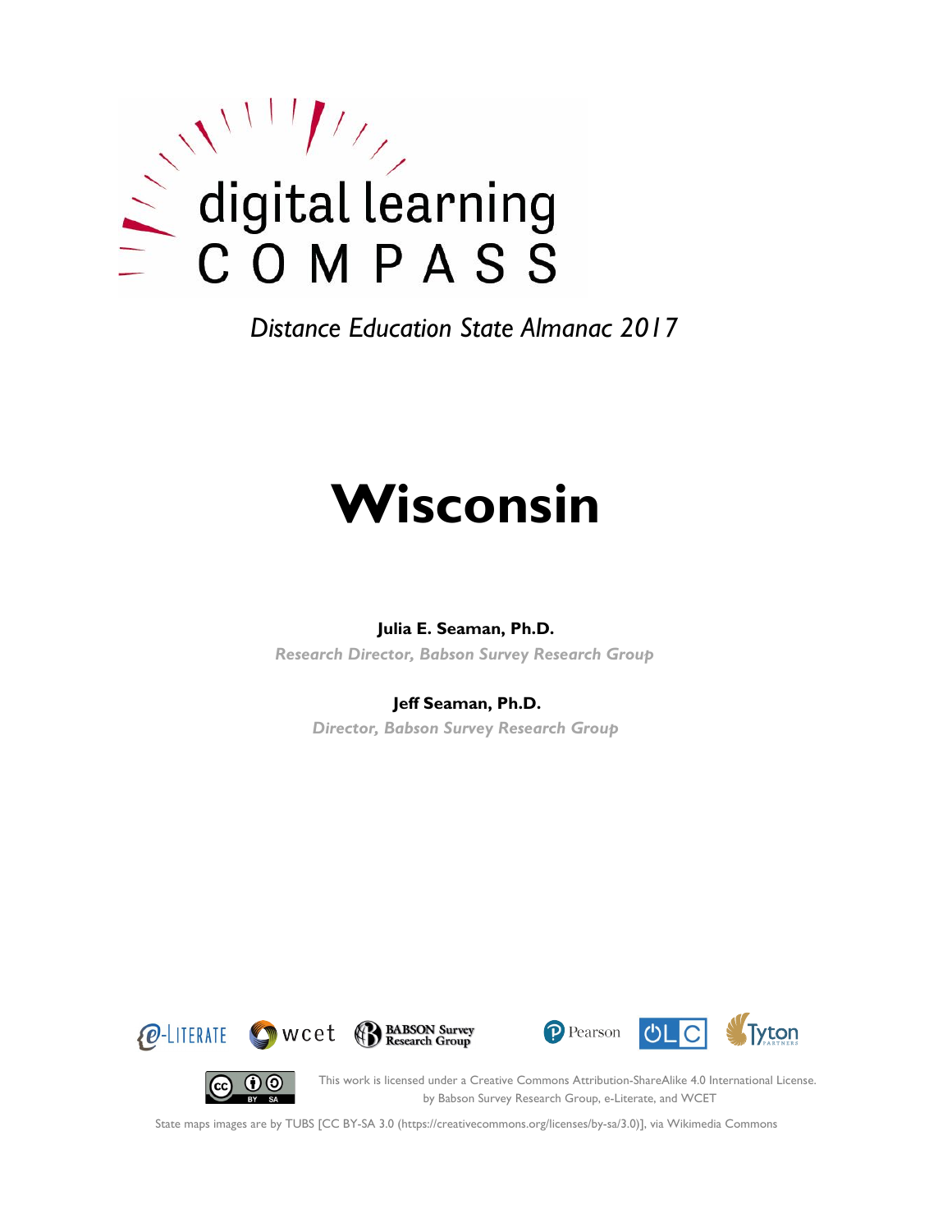digital learning COMPASS

*Distance Education State Almanac 2017*

# Wisconsin

**Julia E. Seaman, Ph.D.**

*Research Director, Babson Survey Research Group*

**Jeff Seaman, Ph.D.**

*Director, Babson Survey Research Group*

This work is licensed under a Creative Commons Attribution-ShareAlike 4.0 International License. by Babson Survey Research Group, e-Literate, and WCET

State maps images are by TUBS [CC BY-SA 3.0 (https://creativecommons.org/licenses/by-sa/3.0)], via Wikimedia Commons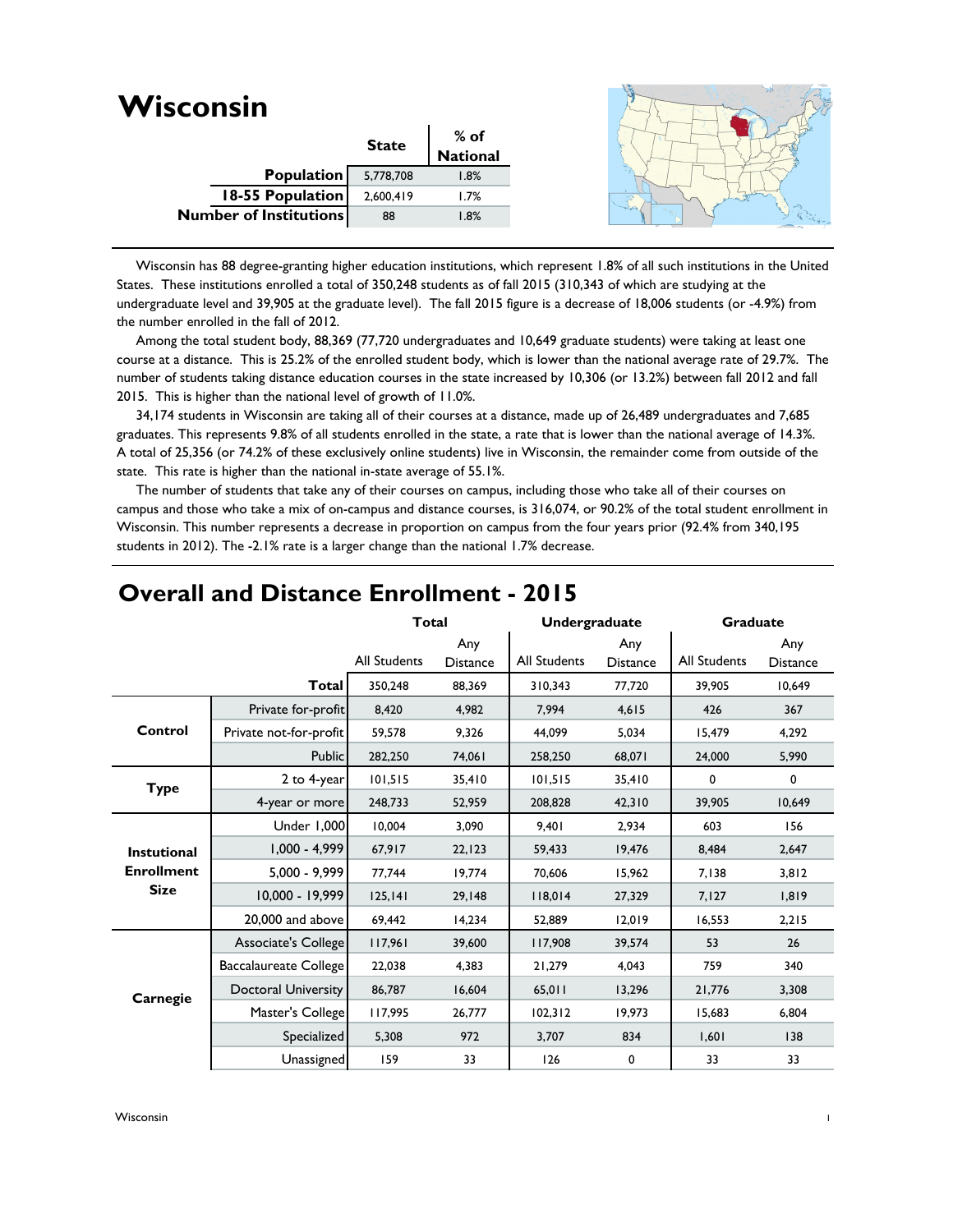# Wisconsin

| | State | % of National |
|---|---|---|
| **Population** | 5,778,708 | 1.8% |
| **18-55 Population** | 2,600,419 | 1.7% |
| **Number of Institutions** | 88 | 1.8% |

Wisconsin has 88 degree-granting higher education institutions, which represent 1.8% of all such institutions in the United States. These institutions enrolled a total of 350,248 students as of fall 2015 (310,343 of which are studying at the undergraduate level and 39,905 at the graduate level). The fall 2015 figure is a decrease of 18,006 students (or -4.9%) from the number enrolled in the fall of 2012.

Among the total student body, 88,369 (77,720 undergraduates and 10,649 graduate students) were taking at least one course at a distance. This is 25.2% of the enrolled student body, which is lower than the national average rate of 29.7%. The number of students taking distance education courses in the state increased by 10,306 (or 13.2%) between fall 2012 and fall 2015. This is higher than the national level of growth of 11.0%.

34,174 students in Wisconsin are taking all of their courses at a distance, made up of 26,489 undergraduates and 7,685 graduates. This represents 9.8% of all students enrolled in the state, a rate that is lower than the national average of 14.3%. A total of 25,356 (or 74.2% of these exclusively online students) live in Wisconsin, the remainder come from outside of the state. This rate is higher than the national in-state average of 55.1%.

The number of students that take any of their courses on campus, including those who take all of their courses on campus and those who take a mix of on-campus and distance courses, is 316,074, or 90.2% of the total student enrollment in Wisconsin. This number represents a decrease in proportion on campus from the four years prior (92.4% from 340,195 students in 2012). The -2.1% rate is a larger change than the national 1.7% decrease.

## Overall and Distance Enrollment - 2015

| | | Total | | Undergraduate | | Graduate | |
|---|---|---|---|---|---|---|---|
| | | All Students | Any Distance | All Students | Any Distance | All Students | Any Distance |
| | **Total** | 350,248 | 88,369 | 310,343 | 77,720 | 39,905 | 10,649 |
| **Control** | Private for-profit | 8,420 | 4,982 | 7,994 | 4,615 | 426 | 367 |
| | Private not-for-profit | 59,578 | 9,326 | 44,099 | 5,034 | 15,479 | 4,292 |
| | Public | 282,250 | 74,061 | 258,250 | 68,071 | 24,000 | 5,990 |
| **Type** | 2 to 4-year | 101,515 | 35,410 | 101,515 | 35,410 | 0 | 0 |
| | 4-year or more | 248,733 | 52,959 | 208,828 | 42,310 | 39,905 | 10,649 |
| **Instutional Enrollment Size** | Under 1,000 | 10,004 | 3,090 | 9,401 | 2,934 | 603 | 156 |
| | 1,000 - 4,999 | 67,917 | 22,123 | 59,433 | 19,476 | 8,484 | 2,647 |
| | 5,000 - 9,999 | 77,744 | 19,774 | 70,606 | 15,962 | 7,138 | 3,812 |
| | 10,000 - 19,999 | 125,141 | 29,148 | 118,014 | 27,329 | 7,127 | 1,819 |
| | 20,000 and above | 69,442 | 14,234 | 52,889 | 12,019 | 16,553 | 2,215 |
| **Carnegie** | Associate's College | 117,961 | 39,600 | 117,908 | 39,574 | 53 | 26 |
| | Baccalaureate College | 22,038 | 4,383 | 21,279 | 4,043 | 759 | 340 |
| | Doctoral University | 86,787 | 16,604 | 65,011 | 13,296 | 21,776 | 3,308 |
| | Master's College | 117,995 | 26,777 | 102,312 | 19,973 | 15,683 | 6,804 |
| | Specialized | 5,308 | 972 | 3,707 | 834 | 1,601 | 138 |
| | Unassigned | 159 | 33 | 126 | 0 | 33 | 33 |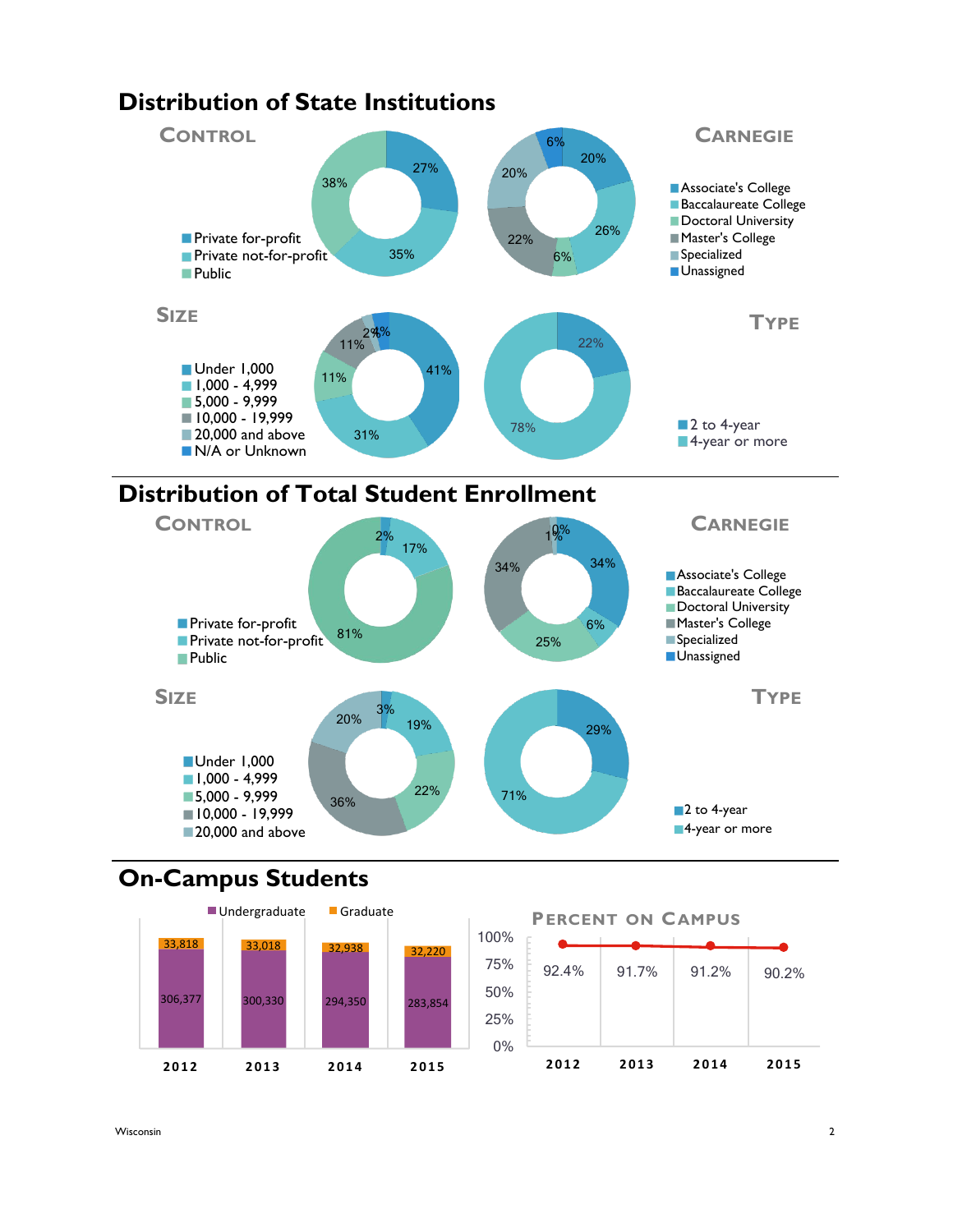# Distribution of State Institutions

## Control

| Control | Percent |
|---|---|
| Private for-profit | 27% |
| Private not-for-profit | 35% |
| Public | 38% |

## Carnegie

| Carnegie | Percent |
|---|---|
| Associate's College | 20% |
| Baccalaureate College | 26% |
| Doctoral University | 6% |
| Master's College | 22% |
| Specialized | 20% |
| Unassigned | 6% |

## Size

| Size | Percent |
|---|---|
| Under 1,000 | 41% |
| 1,000 - 4,999 | 31% |
| 5,000 - 9,999 | 11% |
| 10,000 - 19,999 | 11% |
| 20,000 and above | 2% |
| N/A or Unknown | 4% |

## Type

| Type | Percent |
|---|---|
| 2 to 4-year | 22% |
| 4-year or more | 78% |

# Distribution of Total Student Enrollment

## Control

| Control | Percent |
|---|---|
| Private for-profit | 2% |
| Private not-for-profit | 17% |
| Public | 81% |

## Carnegie

| Carnegie | Percent |
|---|---|
| Associate's College | 34% |
| Baccalaureate College | 6% |
| Doctoral University | 25% |
| Master's College | 34% |
| Specialized | 1% |
| Unassigned | 0% |

## Size

| Size | Percent |
|---|---|
| Under 1,000 | 3% |
| 1,000 - 4,999 | 19% |
| 5,000 - 9,999 | 22% |
| 10,000 - 19,999 | 36% |
| 20,000 and above | 20% |

## Type

| Type | Percent |
|---|---|
| 2 to 4-year | 29% |
| 4-year or more | 71% |

# On-Campus Students

| Year | Undergraduate | Graduate |
|---|---|---|
| 2012 | 306,377 | 33,818 |
| 2013 | 300,330 | 33,018 |
| 2014 | 294,350 | 32,938 |
| 2015 | 283,854 | 32,220 |

## Percent on Campus

| Year | Percent |
|---|---|
| 2012 | 92.4% |
| 2013 | 91.7% |
| 2014 | 91.2% |
| 2015 | 90.2% |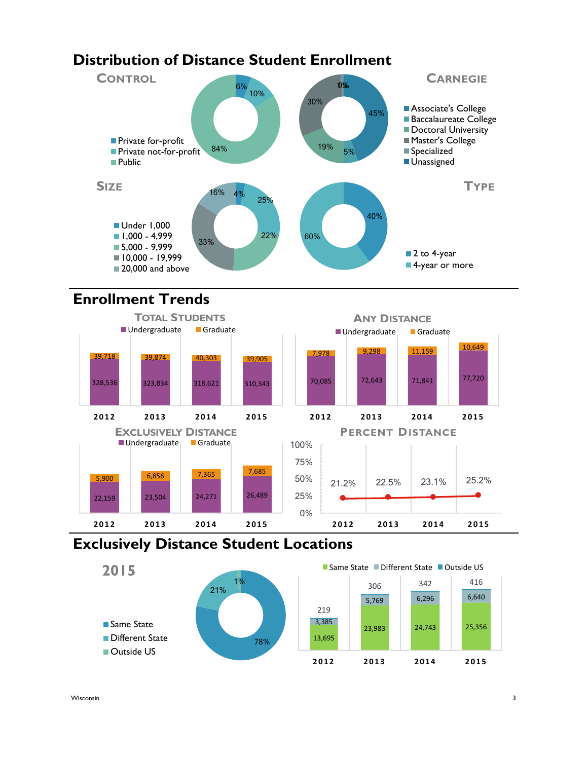# Distribution of Distance Student Enrollment

## Control

- Private for-profit: 6%
- Private not-for-profit: 10%
- Public: 84%

## Carnegie

- Associate's College: 45%
- Baccalaureate College: 5%
- Doctoral University: 19%
- Master's College: 30%
- Specialized: 0%
- Unassigned: 0%

## Size

- Under 1,000: 4%
- 1,000 - 4,999: 25%
- 5,000 - 9,999: 22%
- 10,000 - 19,999: 33%
- 20,000 and above: 16%

## Type

- 2 to 4-year: 40%
- 4-year or more: 60%

# Enrollment Trends

## Total Students

| | 2012 | 2013 | 2014 | 2015 |
|---|---|---|---|---|
| Undergraduate | 328,536 | 323,834 | 318,621 | 310,343 |
| Graduate | 39,718 | 39,874 | 40,303 | 39,905 |

## Any Distance

| | 2012 | 2013 | 2014 | 2015 |
|---|---|---|---|---|
| Undergraduate | 70,085 | 72,643 | 71,841 | 77,720 |
| Graduate | 7,978 | 9,298 | 11,159 | 10,649 |

## Exclusively Distance

| | 2012 | 2013 | 2014 | 2015 |
|---|---|---|---|---|
| Undergraduate | 22,159 | 23,504 | 24,271 | 26,489 |
| Graduate | 5,900 | 6,856 | 7,365 | 7,685 |

## Percent Distance

| 2012 | 2013 | 2014 | 2015 |
|---|---|---|---|
| 21.2% | 22.5% | 23.1% | 25.2% |

# Exclusively Distance Student Locations

## 2015

- Same State: 78%
- Different State: 21%
- Outside US: 1%

| | 2012 | 2013 | 2014 | 2015 |
|---|---|---|---|---|
| Same State | 13,695 | 23,983 | 24,743 | 25,356 |
| Different State | 3,385 | 5,769 | 6,296 | 6,640 |
| Outside US | 219 | 306 | 342 | 416 |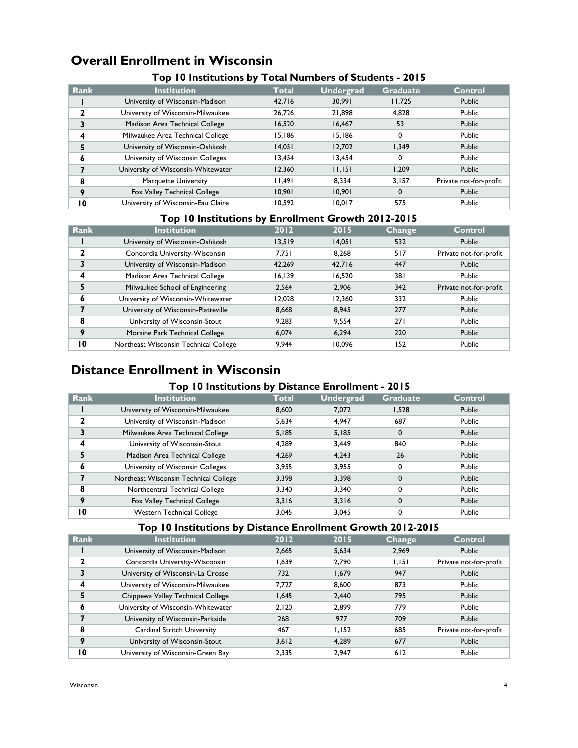## Overall Enrollment in Wisconsin

### Top 10 Institutions by Total Numbers of Students - 2015

| Rank | Institution | Total | Undergrad | Graduate | Control |
|---|---|---|---|---|---|
| 1 | University of Wisconsin-Madison | 42,716 | 30,991 | 11,725 | Public |
| 2 | University of Wisconsin-Milwaukee | 26,726 | 21,898 | 4,828 | Public |
| 3 | Madison Area Technical College | 16,520 | 16,467 | 53 | Public |
| 4 | Milwaukee Area Technical College | 15,186 | 15,186 | 0 | Public |
| 5 | University of Wisconsin-Oshkosh | 14,051 | 12,702 | 1,349 | Public |
| 6 | University of Wisconsin Colleges | 13,454 | 13,454 | 0 | Public |
| 7 | University of Wisconsin-Whitewater | 12,360 | 11,151 | 1,209 | Public |
| 8 | Marquette University | 11,491 | 8,334 | 3,157 | Private not-for-profit |
| 9 | Fox Valley Technical College | 10,901 | 10,901 | 0 | Public |
| 10 | University of Wisconsin-Eau Claire | 10,592 | 10,017 | 575 | Public |

### Top 10 Institutions by Enrollment Growth 2012-2015

| Rank | Institution | 2012 | 2015 | Change | Control |
|---|---|---|---|---|---|
| 1 | University of Wisconsin-Oshkosh | 13,519 | 14,051 | 532 | Public |
| 2 | Concordia University-Wisconsin | 7,751 | 8,268 | 517 | Private not-for-profit |
| 3 | University of Wisconsin-Madison | 42,269 | 42,716 | 447 | Public |
| 4 | Madison Area Technical College | 16,139 | 16,520 | 381 | Public |
| 5 | Milwaukee School of Engineering | 2,564 | 2,906 | 342 | Private not-for-profit |
| 6 | University of Wisconsin-Whitewater | 12,028 | 12,360 | 332 | Public |
| 7 | University of Wisconsin-Platteville | 8,668 | 8,945 | 277 | Public |
| 8 | University of Wisconsin-Stout | 9,283 | 9,554 | 271 | Public |
| 9 | Moraine Park Technical College | 6,074 | 6,294 | 220 | Public |
| 10 | Northeast Wisconsin Technical College | 9,944 | 10,096 | 152 | Public |

## Distance Enrollment in Wisconsin

### Top 10 Institutions by Distance Enrollment - 2015

| Rank | Institution | Total | Undergrad | Graduate | Control |
|---|---|---|---|---|---|
| 1 | University of Wisconsin-Milwaukee | 8,600 | 7,072 | 1,528 | Public |
| 2 | University of Wisconsin-Madison | 5,634 | 4,947 | 687 | Public |
| 3 | Milwaukee Area Technical College | 5,185 | 5,185 | 0 | Public |
| 4 | University of Wisconsin-Stout | 4,289 | 3,449 | 840 | Public |
| 5 | Madison Area Technical College | 4,269 | 4,243 | 26 | Public |
| 6 | University of Wisconsin Colleges | 3,955 | 3,955 | 0 | Public |
| 7 | Northeast Wisconsin Technical College | 3,398 | 3,398 | 0 | Public |
| 8 | Northcentral Technical College | 3,340 | 3,340 | 0 | Public |
| 9 | Fox Valley Technical College | 3,316 | 3,316 | 0 | Public |
| 10 | Western Technical College | 3,045 | 3,045 | 0 | Public |

### Top 10 Institutions by Distance Enrollment Growth 2012-2015

| Rank | Institution | 2012 | 2015 | Change | Control |
|---|---|---|---|---|---|
| 1 | University of Wisconsin-Madison | 2,665 | 5,634 | 2,969 | Public |
| 2 | Concordia University-Wisconsin | 1,639 | 2,790 | 1,151 | Private not-for-profit |
| 3 | University of Wisconsin-La Crosse | 732 | 1,679 | 947 | Public |
| 4 | University of Wisconsin-Milwaukee | 7,727 | 8,600 | 873 | Public |
| 5 | Chippewa Valley Technical College | 1,645 | 2,440 | 795 | Public |
| 6 | University of Wisconsin-Whitewater | 2,120 | 2,899 | 779 | Public |
| 7 | University of Wisconsin-Parkside | 268 | 977 | 709 | Public |
| 8 | Cardinal Stritch University | 467 | 1,152 | 685 | Private not-for-profit |
| 9 | University of Wisconsin-Stout | 3,612 | 4,289 | 677 | Public |
| 10 | University of Wisconsin-Green Bay | 2,335 | 2,947 | 612 | Public |